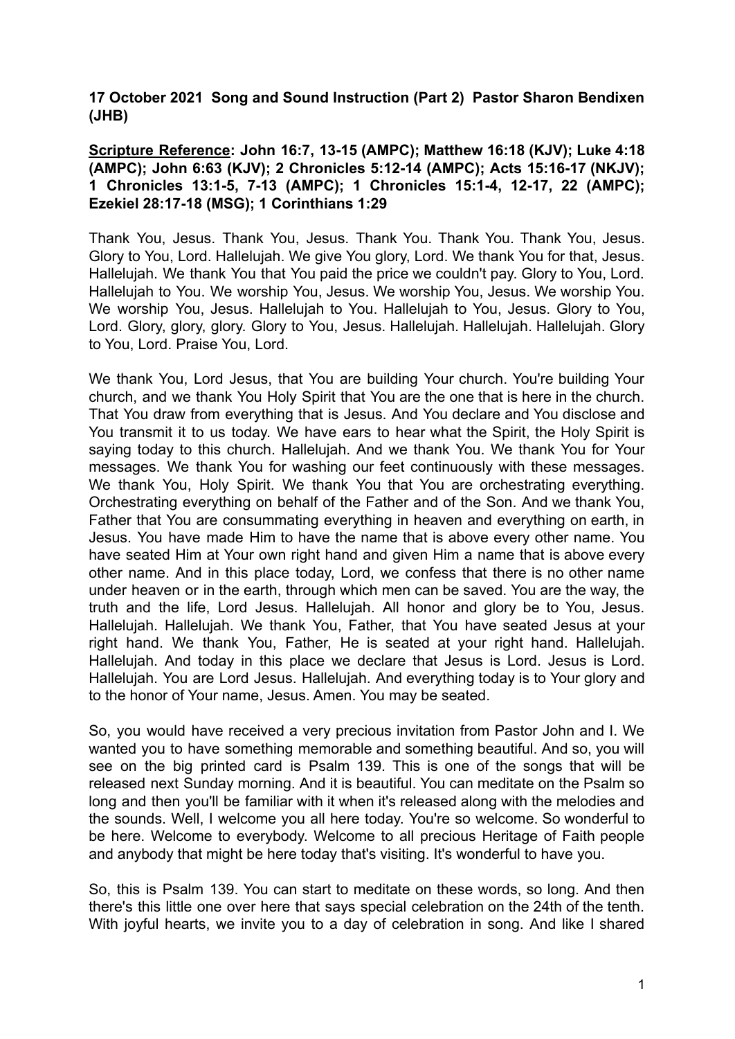**17 October 2021 Song and Sound Instruction (Part 2) Pastor Sharon Bendixen (JHB)**

**Scripture Reference: John 16:7, 13-15 (AMPC); Matthew 16:18 (KJV); Luke 4:18 (AMPC); John 6:63 (KJV); 2 Chronicles 5:12-14 (AMPC); Acts 15:16-17 (NKJV); 1 Chronicles 13:1-5, 7-13 (AMPC); 1 Chronicles 15:1-4, 12-17, 22 (AMPC); Ezekiel 28:17-18 (MSG); 1 Corinthians 1:29**

Thank You, Jesus. Thank You, Jesus. Thank You. Thank You. Thank You, Jesus. Glory to You, Lord. Hallelujah. We give You glory, Lord. We thank You for that, Jesus. Hallelujah. We thank You that You paid the price we couldn't pay. Glory to You, Lord. Hallelujah to You. We worship You, Jesus. We worship You, Jesus. We worship You. We worship You, Jesus. Hallelujah to You. Hallelujah to You, Jesus. Glory to You, Lord. Glory, glory, glory. Glory to You, Jesus. Hallelujah. Hallelujah. Hallelujah. Glory to You, Lord. Praise You, Lord.

We thank You, Lord Jesus, that You are building Your church. You're building Your church, and we thank You Holy Spirit that You are the one that is here in the church. That You draw from everything that is Jesus. And You declare and You disclose and You transmit it to us today. We have ears to hear what the Spirit, the Holy Spirit is saying today to this church. Hallelujah. And we thank You. We thank You for Your messages. We thank You for washing our feet continuously with these messages. We thank You, Holy Spirit. We thank You that You are orchestrating everything. Orchestrating everything on behalf of the Father and of the Son. And we thank You, Father that You are consummating everything in heaven and everything on earth, in Jesus. You have made Him to have the name that is above every other name. You have seated Him at Your own right hand and given Him a name that is above every other name. And in this place today, Lord, we confess that there is no other name under heaven or in the earth, through which men can be saved. You are the way, the truth and the life, Lord Jesus. Hallelujah. All honor and glory be to You, Jesus. Hallelujah. Hallelujah. We thank You, Father, that You have seated Jesus at your right hand. We thank You, Father, He is seated at your right hand. Hallelujah. Hallelujah. And today in this place we declare that Jesus is Lord. Jesus is Lord. Hallelujah. You are Lord Jesus. Hallelujah. And everything today is to Your glory and to the honor of Your name, Jesus. Amen. You may be seated.

So, you would have received a very precious invitation from Pastor John and I. We wanted you to have something memorable and something beautiful. And so, you will see on the big printed card is Psalm 139. This is one of the songs that will be released next Sunday morning. And it is beautiful. You can meditate on the Psalm so long and then you'll be familiar with it when it's released along with the melodies and the sounds. Well, I welcome you all here today. You're so welcome. So wonderful to be here. Welcome to everybody. Welcome to all precious Heritage of Faith people and anybody that might be here today that's visiting. It's wonderful to have you.

So, this is Psalm 139. You can start to meditate on these words, so long. And then there's this little one over here that says special celebration on the 24th of the tenth. With joyful hearts, we invite you to a day of celebration in song. And like I shared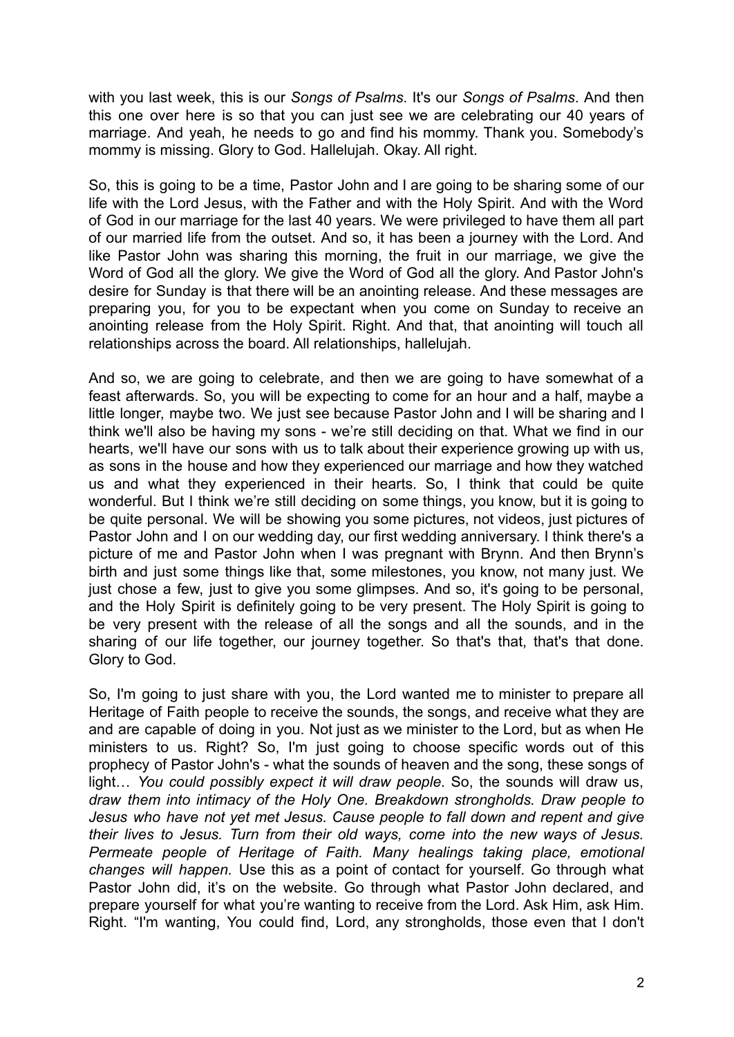with you last week, this is our *Songs of Psalms*. It's our *Songs of Psalms*. And then this one over here is so that you can just see we are celebrating our 40 years of marriage. And yeah, he needs to go and find his mommy. Thank you. Somebody's mommy is missing. Glory to God. Hallelujah. Okay. All right.

So, this is going to be a time, Pastor John and I are going to be sharing some of our life with the Lord Jesus, with the Father and with the Holy Spirit. And with the Word of God in our marriage for the last 40 years. We were privileged to have them all part of our married life from the outset. And so, it has been a journey with the Lord. And like Pastor John was sharing this morning, the fruit in our marriage, we give the Word of God all the glory. We give the Word of God all the glory. And Pastor John's desire for Sunday is that there will be an anointing release. And these messages are preparing you, for you to be expectant when you come on Sunday to receive an anointing release from the Holy Spirit. Right. And that, that anointing will touch all relationships across the board. All relationships, hallelujah.

And so, we are going to celebrate, and then we are going to have somewhat of a feast afterwards. So, you will be expecting to come for an hour and a half, maybe a little longer, maybe two. We just see because Pastor John and I will be sharing and I think we'll also be having my sons - we're still deciding on that. What we find in our hearts, we'll have our sons with us to talk about their experience growing up with us, as sons in the house and how they experienced our marriage and how they watched us and what they experienced in their hearts. So, I think that could be quite wonderful. But I think we're still deciding on some things, you know, but it is going to be quite personal. We will be showing you some pictures, not videos, just pictures of Pastor John and I on our wedding day, our first wedding anniversary. I think there's a picture of me and Pastor John when I was pregnant with Brynn. And then Brynn's birth and just some things like that, some milestones, you know, not many just. We just chose a few, just to give you some glimpses. And so, it's going to be personal, and the Holy Spirit is definitely going to be very present. The Holy Spirit is going to be very present with the release of all the songs and all the sounds, and in the sharing of our life together, our journey together. So that's that, that's that done. Glory to God.

So, I'm going to just share with you, the Lord wanted me to minister to prepare all Heritage of Faith people to receive the sounds, the songs, and receive what they are and are capable of doing in you. Not just as we minister to the Lord, but as when He ministers to us. Right? So, I'm just going to choose specific words out of this prophecy of Pastor John's - what the sounds of heaven and the song, these songs of light… *You could possibly expect it will draw people*. So, the sounds will draw us, *draw them into intimacy of the Holy One. Breakdown strongholds. Draw people to Jesus who have not yet met Jesus. Cause people to fall down and repent and give their lives to Jesus. Turn from their old ways, come into the new ways of Jesus. Permeate people of Heritage of Faith. Many healings taking place, emotional changes will happen.* Use this as a point of contact for yourself. Go through what Pastor John did, it's on the website. Go through what Pastor John declared, and prepare yourself for what you're wanting to receive from the Lord. Ask Him, ask Him. Right. "I'm wanting, You could find, Lord, any strongholds, those even that I don't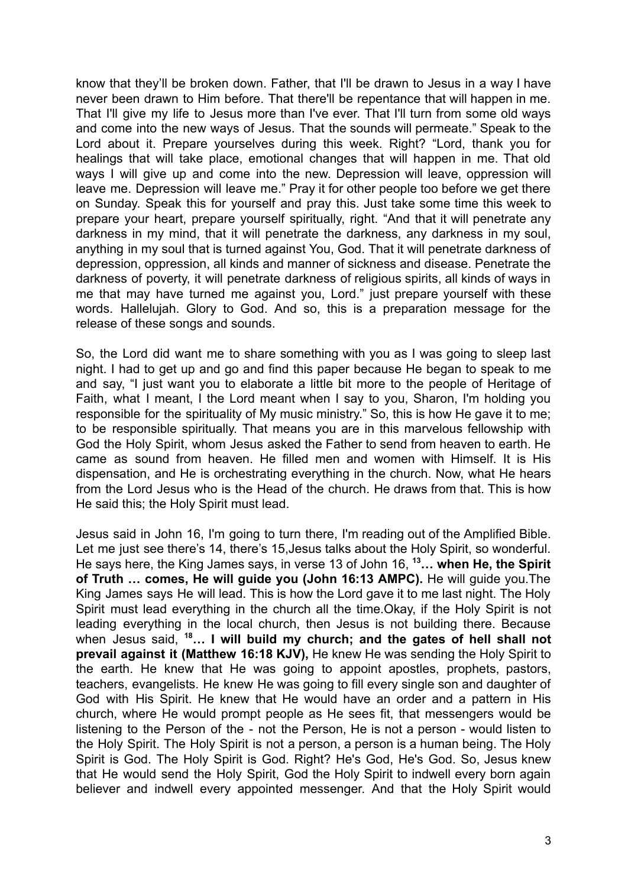know that they'll be broken down. Father, that I'll be drawn to Jesus in a way I have never been drawn to Him before. That there'll be repentance that will happen in me. That I'll give my life to Jesus more than I've ever. That I'll turn from some old ways and come into the new ways of Jesus. That the sounds will permeate." Speak to the Lord about it. Prepare yourselves during this week. Right? "Lord, thank you for healings that will take place, emotional changes that will happen in me. That old ways I will give up and come into the new. Depression will leave, oppression will leave me. Depression will leave me." Pray it for other people too before we get there on Sunday. Speak this for yourself and pray this. Just take some time this week to prepare your heart, prepare yourself spiritually, right. "And that it will penetrate any darkness in my mind, that it will penetrate the darkness, any darkness in my soul, anything in my soul that is turned against You, God. That it will penetrate darkness of depression, oppression, all kinds and manner of sickness and disease. Penetrate the darkness of poverty, it will penetrate darkness of religious spirits, all kinds of ways in me that may have turned me against you, Lord." just prepare yourself with these words. Hallelujah. Glory to God. And so, this is a preparation message for the release of these songs and sounds.

So, the Lord did want me to share something with you as I was going to sleep last night. I had to get up and go and find this paper because He began to speak to me and say, "I just want you to elaborate a little bit more to the people of Heritage of Faith, what I meant, I the Lord meant when I say to you, Sharon, I'm holding you responsible for the spirituality of My music ministry." So, this is how He gave it to me; to be responsible spiritually. That means you are in this marvelous fellowship with God the Holy Spirit, whom Jesus asked the Father to send from heaven to earth. He came as sound from heaven. He filled men and women with Himself. It is His dispensation, and He is orchestrating everything in the church. Now, what He hears from the Lord Jesus who is the Head of the church. He draws from that. This is how He said this; the Holy Spirit must lead.

Jesus said in John 16, I'm going to turn there, I'm reading out of the Amplified Bible. Let me just see there's 14, there's 15,Jesus talks about the Holy Spirit, so wonderful. He says here, the King James says, in verse 13 of John 16, **[13]… when He, the Spirit of Truth … comes, He will guide you (John 16:13 AMPC).** He will guide you.The King James says He will lead. This is how the Lord gave it to me last night. The Holy Spirit must lead everything in the church all the time.Okay, if the Holy Spirit is not leading everything in the local church, then Jesus is not building there. Because when Jesus said, **[18]… I will build my church; and the gates of hell shall not prevail against it (Matthew 16:18 KJV),** He knew He was sending the Holy Spirit to the earth. He knew that He was going to appoint apostles, prophets, pastors, teachers, evangelists. He knew He was going to fill every single son and daughter of God with His Spirit. He knew that He would have an order and a pattern in His church, where He would prompt people as He sees fit, that messengers would be listening to the Person of the - not the Person, He is not a person - would listen to the Holy Spirit. The Holy Spirit is not a person, a person is a human being. The Holy Spirit is God. The Holy Spirit is God. Right? He's God, He's God. So, Jesus knew that He would send the Holy Spirit, God the Holy Spirit to indwell every born again believer and indwell every appointed messenger. And that the Holy Spirit would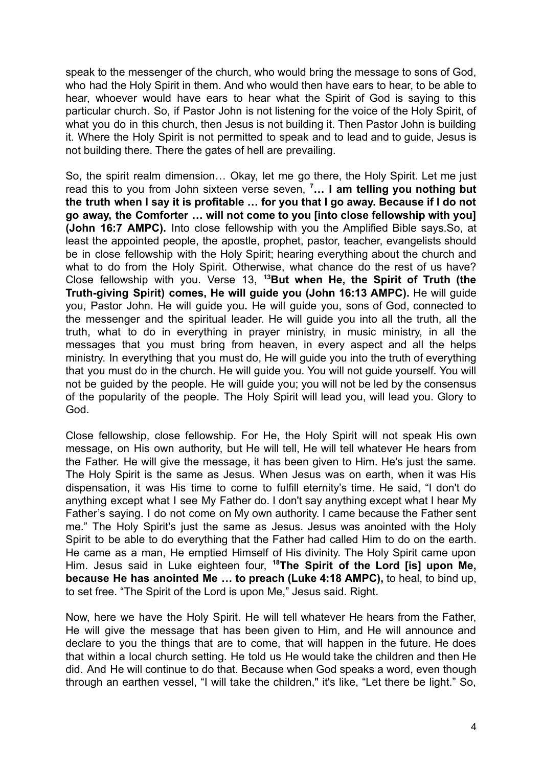speak to the messenger of the church, who would bring the message to sons of God, who had the Holy Spirit in them. And who would then have ears to hear, to be able to hear, whoever would have ears to hear what the Spirit of God is saying to this particular church. So, if Pastor John is not listening for the voice of the Holy Spirit, of what you do in this church, then Jesus is not building it. Then Pastor John is building it. Where the Holy Spirit is not permitted to speak and to lead and to guide, Jesus is not building there. There the gates of hell are prevailing.

So, the spirit realm dimension… Okay, let me go there, the Holy Spirit. Let me just read this to you from John sixteen verse seven, **[7]… I am telling you nothing but the truth when I say it is profitable … for you that I go away. Because if I do not go away, the Comforter … will not come to you [into close fellowship with you] (John 16:7 AMPC).** Into close fellowship with you the Amplified Bible says.So, at least the appointed people, the apostle, prophet, pastor, teacher, evangelists should be in close fellowship with the Holy Spirit; hearing everything about the church and what to do from the Holy Spirit. Otherwise, what chance do the rest of us have? Close fellowship with you. Verse 13, **[13]But when He, the Spirit of Truth (the Truth-giving Spirit) comes, He will guide you (John 16:13 AMPC).** He will guide you, Pastor John. He will guide you**.** He will guide you, sons of God, connected to the messenger and the spiritual leader. He will guide you into all the truth, all the truth, what to do in everything in prayer ministry, in music ministry, in all the messages that you must bring from heaven, in every aspect and all the helps ministry. In everything that you must do, He will guide you into the truth of everything that you must do in the church. He will guide you. You will not guide yourself. You will not be guided by the people. He will guide you; you will not be led by the consensus of the popularity of the people. The Holy Spirit will lead you, will lead you. Glory to God.

Close fellowship, close fellowship. For He, the Holy Spirit will not speak His own message, on His own authority, but He will tell, He will tell whatever He hears from the Father. He will give the message, it has been given to Him. He's just the same. The Holy Spirit is the same as Jesus. When Jesus was on earth, when it was His dispensation, it was His time to come to fulfill eternity's time. He said, "I don't do anything except what I see My Father do. I don't say anything except what I hear My Father's saying. I do not come on My own authority. I came because the Father sent me." The Holy Spirit's just the same as Jesus. Jesus was anointed with the Holy Spirit to be able to do everything that the Father had called Him to do on the earth. He came as a man, He emptied Himself of His divinity. The Holy Spirit came upon Him. Jesus said in Luke eighteen four, **[18]The Spirit of the Lord [is] upon Me, because He has anointed Me … to preach (Luke 4:18 AMPC),** to heal, to bind up, to set free. "The Spirit of the Lord is upon Me," Jesus said. Right.

Now, here we have the Holy Spirit. He will tell whatever He hears from the Father, He will give the message that has been given to Him, and He will announce and declare to you the things that are to come, that will happen in the future. He does that within a local church setting. He told us He would take the children and then He did. And He will continue to do that. Because when God speaks a word, even though through an earthen vessel, "I will take the children," it's like, "Let there be light." So,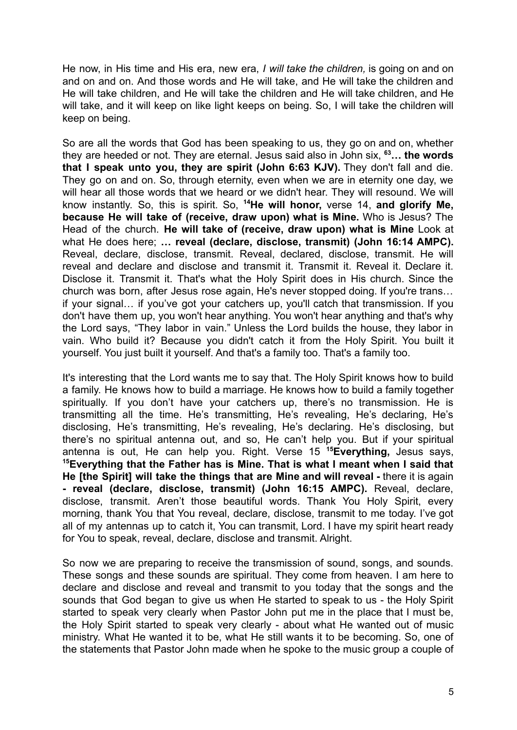He now, in His time and His era, new era, *I will take the children,* is going on and on and on and on. And those words and He will take, and He will take the children and He will take children, and He will take the children and He will take children, and He will take, and it will keep on like light keeps on being. So, I will take the children will keep on being.

So are all the words that God has been speaking to us, they go on and on, whether they are heeded or not. They are eternal. Jesus said also in John six, **[63]… the words that I speak unto you, they are spirit (John 6:63 KJV).** They don't fall and die. They go on and on. So, through eternity, even when we are in eternity one day, we will hear all those words that we heard or we didn't hear. They will resound. We will know instantly. So, this is spirit. So, **[14]He will honor,** verse 14, **and glorify Me, because He will take of (receive, draw upon) what is Mine.** Who is Jesus? The Head of the church. **He will take of (receive, draw upon) what is Mine** Look at what He does here; **… reveal (declare, disclose, transmit) (John 16:14 AMPC).** Reveal, declare, disclose, transmit. Reveal, declared, disclose, transmit. He will reveal and declare and disclose and transmit it. Transmit it. Reveal it. Declare it. Disclose it. Transmit it. That's what the Holy Spirit does in His church. Since the church was born, after Jesus rose again, He's never stopped doing. If you're trans… if your signal… if you've got your catchers up, you'll catch that transmission. If you don't have them up, you won't hear anything. You won't hear anything and that's why the Lord says, "They labor in vain." Unless the Lord builds the house, they labor in vain. Who build it? Because you didn't catch it from the Holy Spirit. You built it yourself. You just built it yourself. And that's a family too. That's a family too.

It's interesting that the Lord wants me to say that. The Holy Spirit knows how to build a family. He knows how to build a marriage. He knows how to build a family together spiritually. If you don't have your catchers up, there's no transmission. He is transmitting all the time. He's transmitting, He's revealing, He's declaring, He's disclosing, He's transmitting, He's revealing, He's declaring. He's disclosing, but there's no spiritual antenna out, and so, He can't help you. But if your spiritual antenna is out, He can help you. Right. Verse 15 **[15]Everything,** Jesus says, **[15]Everything that the Father has is Mine. That is what I meant when I said that He [the Spirit] will take the things that are Mine and will reveal -** there it is again **- reveal (declare, disclose, transmit) (John 16:15 AMPC).** Reveal, declare, disclose, transmit. Aren't those beautiful words. Thank You Holy Spirit, every morning, thank You that You reveal, declare, disclose, transmit to me today. I've got all of my antennas up to catch it, You can transmit, Lord. I have my spirit heart ready for You to speak, reveal, declare, disclose and transmit. Alright.

So now we are preparing to receive the transmission of sound, songs, and sounds. These songs and these sounds are spiritual. They come from heaven. I am here to declare and disclose and reveal and transmit to you today that the songs and the sounds that God began to give us when He started to speak to us - the Holy Spirit started to speak very clearly when Pastor John put me in the place that I must be, the Holy Spirit started to speak very clearly - about what He wanted out of music ministry. What He wanted it to be, what He still wants it to be becoming. So, one of the statements that Pastor John made when he spoke to the music group a couple of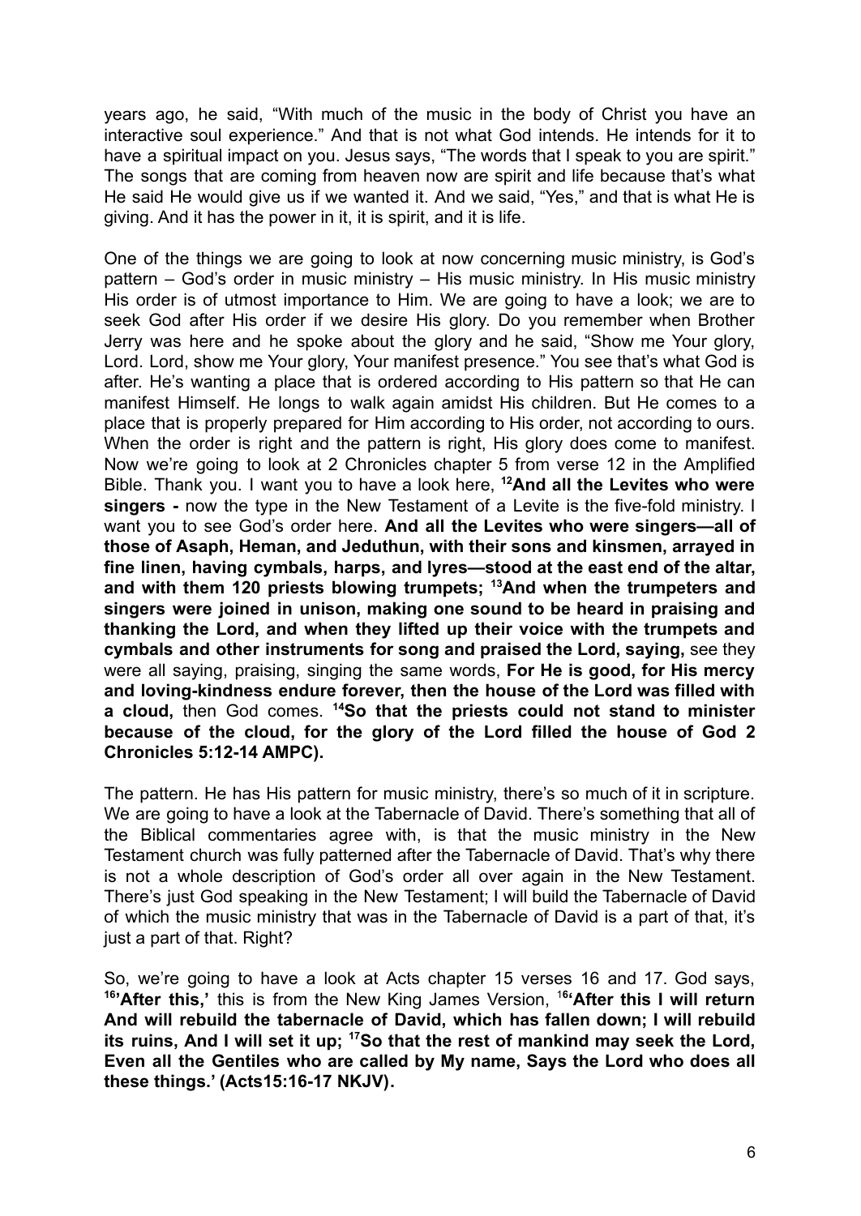years ago, he said, "With much of the music in the body of Christ you have an interactive soul experience." And that is not what God intends. He intends for it to have a spiritual impact on you. Jesus says, "The words that I speak to you are spirit." The songs that are coming from heaven now are spirit and life because that's what He said He would give us if we wanted it. And we said, "Yes," and that is what He is giving. And it has the power in it, it is spirit, and it is life.

One of the things we are going to look at now concerning music ministry, is God's pattern – God's order in music ministry – His music ministry. In His music ministry His order is of utmost importance to Him. We are going to have a look; we are to seek God after His order if we desire His glory. Do you remember when Brother Jerry was here and he spoke about the glory and he said, "Show me Your glory, Lord. Lord, show me Your glory, Your manifest presence." You see that's what God is after. He's wanting a place that is ordered according to His pattern so that He can manifest Himself. He longs to walk again amidst His children. But He comes to a place that is properly prepared for Him according to His order, not according to ours. When the order is right and the pattern is right, His glory does come to manifest. Now we're going to look at 2 Chronicles chapter 5 from verse 12 in the Amplified Bible. Thank you. I want you to have a look here, **[12]And all the Levites who were singers -** now the type in the New Testament of a Levite is the five-fold ministry. I want you to see God's order here. **And all the Levites who were singers—all of those of Asaph, Heman, and Jeduthun, with their sons and kinsmen, arrayed in fine linen, having cymbals, harps, and lyres—stood at the east end of the altar, and with them 120 priests blowing trumpets; [13]And when the trumpeters and singers were joined in unison, making one sound to be heard in praising and thanking the Lord, and when they lifted up their voice with the trumpets and cymbals and other instruments for song and praised the Lord, saying,** see they were all saying, praising, singing the same words, **For He is good, for His mercy and loving-kindness endure forever, then the house of the Lord was filled with a cloud,** then God comes. **[14]So that the priests could not stand to minister because of the cloud, for the glory of the Lord filled the house of God 2 Chronicles 5:12-14 AMPC).**

The pattern. He has His pattern for music ministry, there's so much of it in scripture. We are going to have a look at the Tabernacle of David. There's something that all of the Biblical commentaries agree with, is that the music ministry in the New Testament church was fully patterned after the Tabernacle of David. That's why there is not a whole description of God's order all over again in the New Testament. There's just God speaking in the New Testament; I will build the Tabernacle of David of which the music ministry that was in the Tabernacle of David is a part of that, it's just a part of that. Right?

So, we're going to have a look at Acts chapter 15 verses 16 and 17. God says, **[16]'After this,'** this is from the New King James Version, [16]**'After this I will return And will rebuild the tabernacle of David, which has fallen down; I will rebuild its ruins, And I will set it up; [17]So that the rest of mankind may seek the Lord, Even all the Gentiles who are called by My name, Says the Lord who does all these things.' (Acts15:16-17 NKJV).**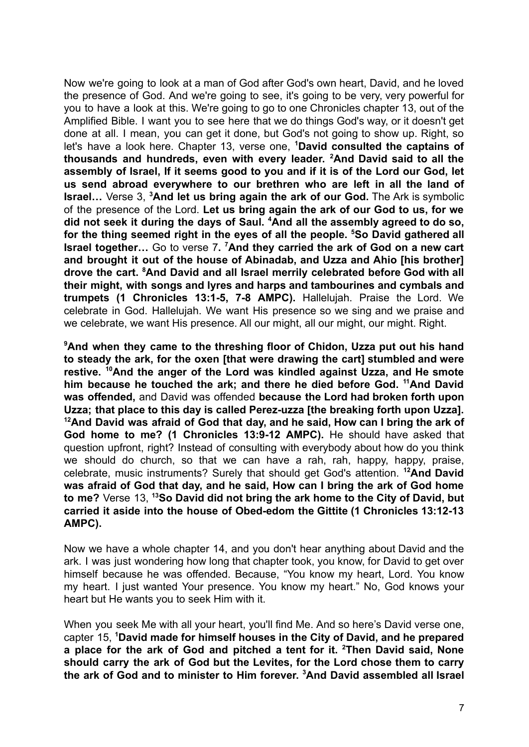Now we're going to look at a man of God after God's own heart, David, and he loved the presence of God. And we're going to see, it's going to be very, very powerful for you to have a look at this. We're going to go to one Chronicles chapter 13, out of the Amplified Bible. I want you to see here that we do things God's way, or it doesn't get done at all. I mean, you can get it done, but God's not going to show up. Right, so let's have a look here. Chapter 13, verse one, [1]**David consulted the captains of thousands and hundreds, even with every leader.** [2]**And David said to all the assembly of Israel, If it seems good to you and if it is of the Lord our God, let us send abroad everywhere to our brethren who are left in all the land of Israel…** Verse 3, [3]**And let us bring again the ark of our God.** The Ark is symbolic of the presence of the Lord. **Let us bring again the ark of our God to us, for we did not seek it during the days of Saul.** [4]**And all the assembly agreed to do so, for the thing seemed right in the eyes of all the people.** [5]**So David gathered all Israel together…** Go to verse 7**.** [7]**And they carried the ark of God on a new cart and brought it out of the house of Abinadab, and Uzza and Ahio [his brother] drove the cart.** [8]**And David and all Israel merrily celebrated before God with all their might, with songs and lyres and harps and tambourines and cymbals and trumpets (1 Chronicles 13:1-5, 7-8 AMPC).** Hallelujah. Praise the Lord. We celebrate in God. Hallelujah. We want His presence so we sing and we praise and we celebrate, we want His presence. All our might, all our might, our might. Right.

[9]**And when they came to the threshing floor of Chidon, Uzza put out his hand to steady the ark, for the oxen [that were drawing the cart] stumbled and were restive.** [10]**And the anger of the Lord was kindled against Uzza, and He smote him because he touched the ark; and there he died before God.** [11]**And David was offended,** and David was offended **because the Lord had broken forth upon Uzza; that place to this day is called Perez-uzza [the breaking forth upon Uzza].** [12]**And David was afraid of God that day, and he said, How can I bring the ark of God home to me? (1 Chronicles 13:9-12 AMPC).** He should have asked that question upfront, right? Instead of consulting with everybody about how do you think we should do church, so that we can have a rah, rah, happy, happy, praise, celebrate, music instruments? Surely that should get God's attention. [12]**And David was afraid of God that day, and he said, How can I bring the ark of God home to me?** Verse 13, [13]**So David did not bring the ark home to the City of David, but carried it aside into the house of Obed-edom the Gittite (1 Chronicles 13:12-13 AMPC).**

Now we have a whole chapter 14, and you don't hear anything about David and the ark. I was just wondering how long that chapter took, you know, for David to get over himself because he was offended. Because, "You know my heart, Lord. You know my heart. I just wanted Your presence. You know my heart." No, God knows your heart but He wants you to seek Him with it.

When you seek Me with all your heart, you'll find Me. And so here's David verse one, capter 15, [1]**David made for himself houses in the City of David, and he prepared a place for the ark of God and pitched a tent for it.** [2]**Then David said, None should carry the ark of God but the Levites, for the Lord chose them to carry the ark of God and to minister to Him forever.** [3]**And David assembled all Israel**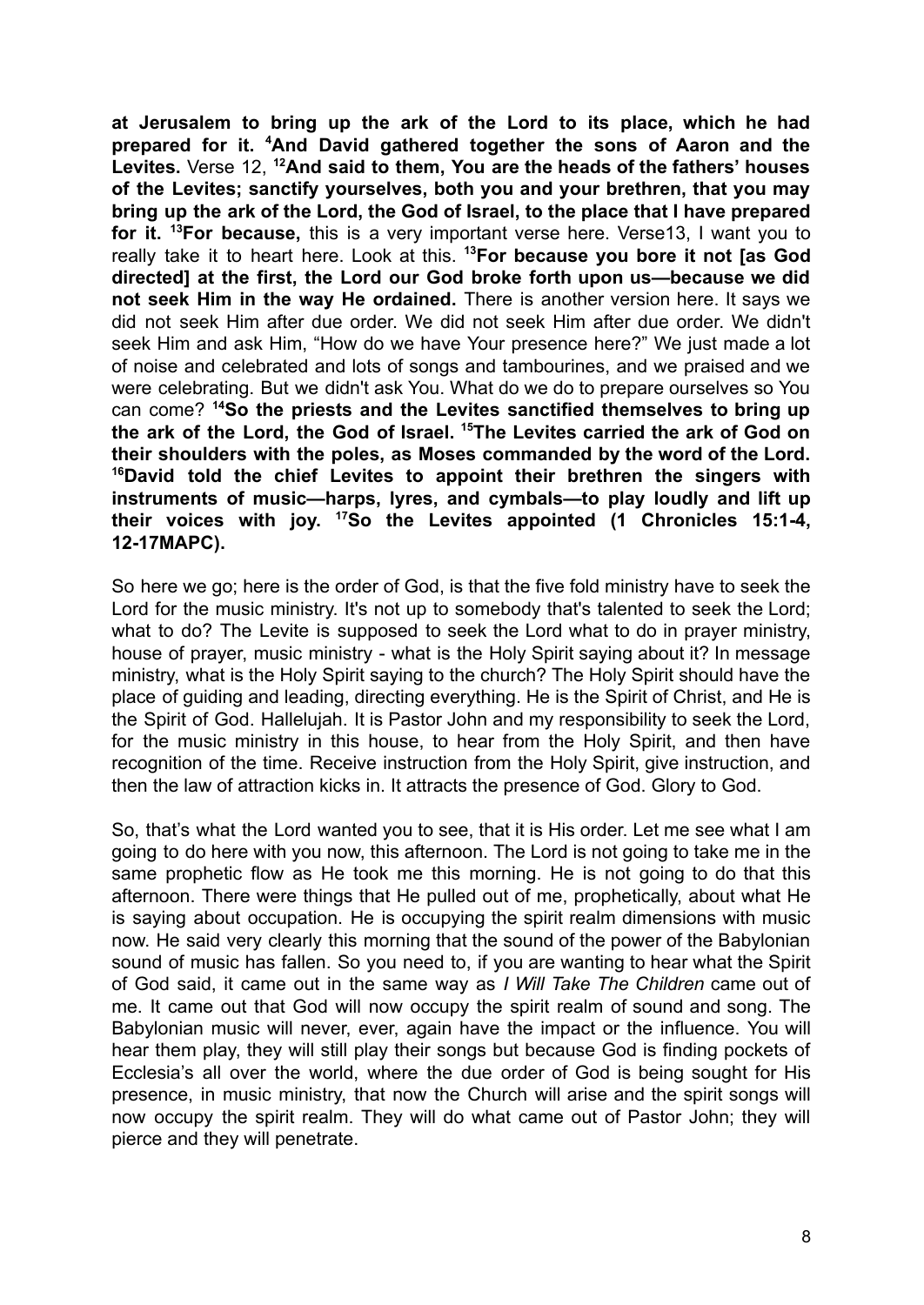**at Jerusalem to bring up the ark of the Lord to its place, which he had prepared for it. [4]And David gathered together the sons of Aaron and the Levites.** Verse 12, **[12]And said to them, You are the heads of the fathers' houses of the Levites; sanctify yourselves, both you and your brethren, that you may bring up the ark of the Lord, the God of Israel, to the place that I have prepared for it. [13]For because,** this is a very important verse here. Verse13, I want you to really take it to heart here. Look at this. **[13]For because you bore it not [as God directed] at the first, the Lord our God broke forth upon us—because we did not seek Him in the way He ordained.** There is another version here. It says we did not seek Him after due order. We did not seek Him after due order. We didn't seek Him and ask Him, "How do we have Your presence here?" We just made a lot of noise and celebrated and lots of songs and tambourines, and we praised and we were celebrating. But we didn't ask You. What do we do to prepare ourselves so You can come? **[14]So the priests and the Levites sanctified themselves to bring up the ark of the Lord, the God of Israel. [15]The Levites carried the ark of God on their shoulders with the poles, as Moses commanded by the word of the Lord. [16]David told the chief Levites to appoint their brethren the singers with instruments of music—harps, lyres, and cymbals—to play loudly and lift up their voices with joy. [17]So the Levites appointed (1 Chronicles 15:1-4, 12-17MAPC).**

So here we go; here is the order of God, is that the five fold ministry have to seek the Lord for the music ministry. It's not up to somebody that's talented to seek the Lord; what to do? The Levite is supposed to seek the Lord what to do in prayer ministry, house of prayer, music ministry - what is the Holy Spirit saying about it? In message ministry, what is the Holy Spirit saying to the church? The Holy Spirit should have the place of guiding and leading, directing everything. He is the Spirit of Christ, and He is the Spirit of God. Hallelujah. It is Pastor John and my responsibility to seek the Lord, for the music ministry in this house, to hear from the Holy Spirit, and then have recognition of the time. Receive instruction from the Holy Spirit, give instruction, and then the law of attraction kicks in. It attracts the presence of God. Glory to God.

So, that's what the Lord wanted you to see, that it is His order. Let me see what I am going to do here with you now, this afternoon. The Lord is not going to take me in the same prophetic flow as He took me this morning. He is not going to do that this afternoon. There were things that He pulled out of me, prophetically, about what He is saying about occupation. He is occupying the spirit realm dimensions with music now. He said very clearly this morning that the sound of the power of the Babylonian sound of music has fallen. So you need to, if you are wanting to hear what the Spirit of God said, it came out in the same way as *I Will Take The Children* came out of me. It came out that God will now occupy the spirit realm of sound and song. The Babylonian music will never, ever, again have the impact or the influence. You will hear them play, they will still play their songs but because God is finding pockets of Ecclesia's all over the world, where the due order of God is being sought for His presence, in music ministry, that now the Church will arise and the spirit songs will now occupy the spirit realm. They will do what came out of Pastor John; they will pierce and they will penetrate.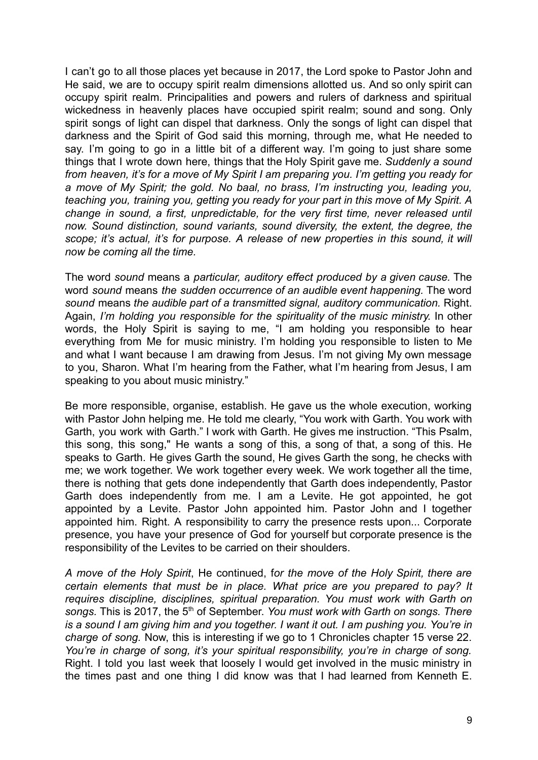I can't go to all those places yet because in 2017, the Lord spoke to Pastor John and He said, we are to occupy spirit realm dimensions allotted us. And so only spirit can occupy spirit realm. Principalities and powers and rulers of darkness and spiritual wickedness in heavenly places have occupied spirit realm; sound and song. Only spirit songs of light can dispel that darkness. Only the songs of light can dispel that darkness and the Spirit of God said this morning, through me, what He needed to say. I'm going to go in a little bit of a different way. I'm going to just share some things that I wrote down here, things that the Holy Spirit gave me. *Suddenly a sound from heaven, it's for a move of My Spirit I am preparing you. I'm getting you ready for a move of My Spirit; the gold. No baal, no brass, I'm instructing you, leading you, teaching you, training you, getting you ready for your part in this move of My Spirit. A change in sound, a first, unpredictable, for the very first time, never released until now. Sound distinction, sound variants, sound diversity, the extent, the degree, the scope; it's actual, it's for purpose. A release of new properties in this sound, it will now be coming all the time.*

The word *sound* means a *particular, auditory effect produced by a given cause.* The word *sound* means *the sudden occurrence of an audible event happening.* The word *sound* means *the audible part of a transmitted signal, auditory communication.* Right. Again, *I'm holding you responsible for the spirituality of the music ministry.* In other words, the Holy Spirit is saying to me, "I am holding you responsible to hear everything from Me for music ministry. I'm holding you responsible to listen to Me and what I want because I am drawing from Jesus. I'm not giving My own message to you, Sharon. What I'm hearing from the Father, what I'm hearing from Jesus, I am speaking to you about music ministry."

Be more responsible, organise, establish. He gave us the whole execution, working with Pastor John helping me. He told me clearly, "You work with Garth. You work with Garth, you work with Garth." I work with Garth. He gives me instruction. "This Psalm, this song, this song," He wants a song of this, a song of that, a song of this. He speaks to Garth. He gives Garth the sound, He gives Garth the song, he checks with me; we work together. We work together every week. We work together all the time, there is nothing that gets done independently that Garth does independently, Pastor Garth does independently from me. I am a Levite. He got appointed, he got appointed by a Levite. Pastor John appointed him. Pastor John and I together appointed him. Right. A responsibility to carry the presence rests upon... Corporate presence, you have your presence of God for yourself but corporate presence is the responsibility of the Levites to be carried on their shoulders.

*A move of the Holy Spirit*, He continued, f*or the move of the Holy Spirit, there are certain elements that must be in place. What price are you prepared to pay? It requires discipline, disciplines, spiritual preparation. You must work with Garth on songs.* This is 2017, the 5th of September. *You must work with Garth on songs. There is a sound I am giving him and you together. I want it out. I am pushing you. You're in charge of song.* Now, this is interesting if we go to 1 Chronicles chapter 15 verse 22. *You're in charge of song, it's your spiritual responsibility, you're in charge of song.* Right. I told you last week that loosely I would get involved in the music ministry in the times past and one thing I did know was that I had learned from Kenneth E.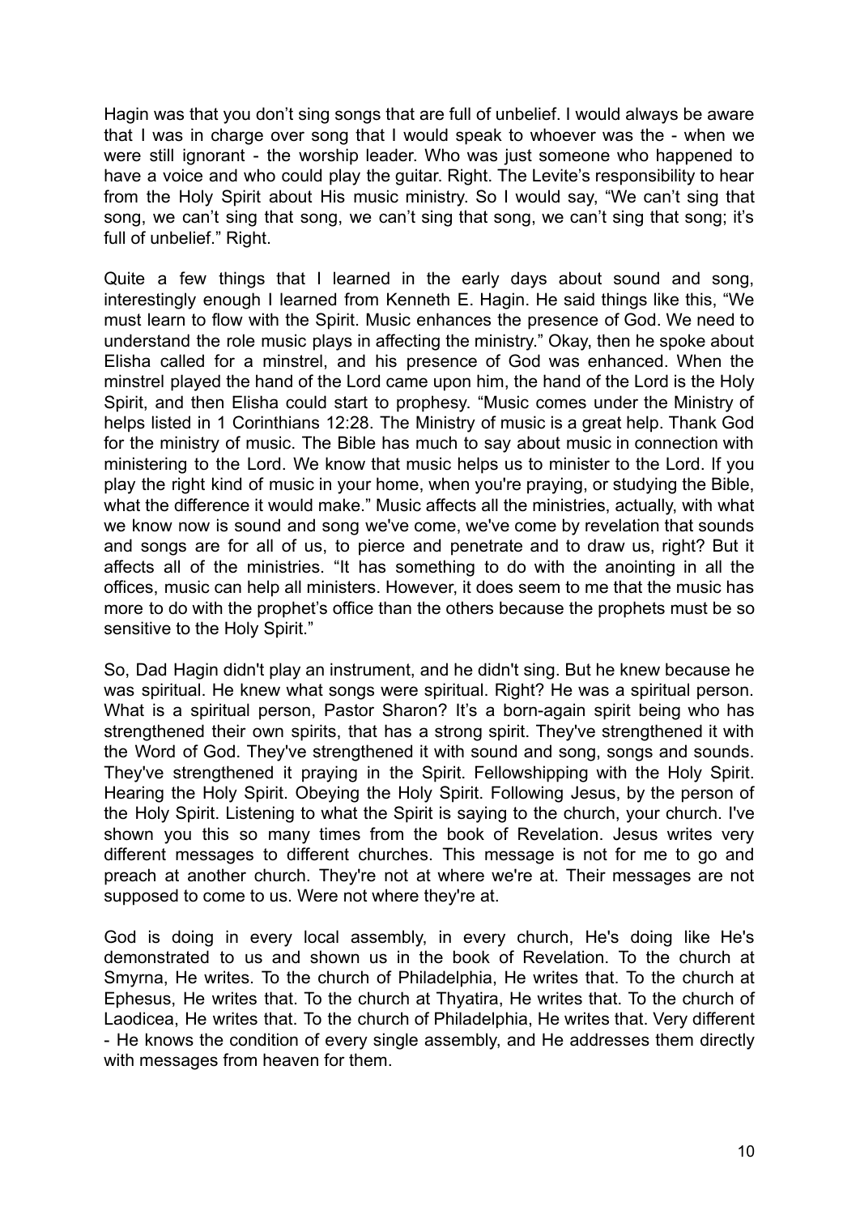Hagin was that you don't sing songs that are full of unbelief. I would always be aware that I was in charge over song that I would speak to whoever was the - when we were still ignorant - the worship leader. Who was just someone who happened to have a voice and who could play the guitar. Right. The Levite's responsibility to hear from the Holy Spirit about His music ministry. So I would say, "We can't sing that song, we can't sing that song, we can't sing that song, we can't sing that song; it's full of unbelief." Right.

Quite a few things that I learned in the early days about sound and song, interestingly enough I learned from Kenneth E. Hagin. He said things like this, "We must learn to flow with the Spirit. Music enhances the presence of God. We need to understand the role music plays in affecting the ministry." Okay, then he spoke about Elisha called for a minstrel, and his presence of God was enhanced. When the minstrel played the hand of the Lord came upon him, the hand of the Lord is the Holy Spirit, and then Elisha could start to prophesy. "Music comes under the Ministry of helps listed in 1 Corinthians 12:28. The Ministry of music is a great help. Thank God for the ministry of music. The Bible has much to say about music in connection with ministering to the Lord. We know that music helps us to minister to the Lord. If you play the right kind of music in your home, when you're praying, or studying the Bible, what the difference it would make." Music affects all the ministries, actually, with what we know now is sound and song we've come, we've come by revelation that sounds and songs are for all of us, to pierce and penetrate and to draw us, right? But it affects all of the ministries. "It has something to do with the anointing in all the offices, music can help all ministers. However, it does seem to me that the music has more to do with the prophet's office than the others because the prophets must be so sensitive to the Holy Spirit."

So, Dad Hagin didn't play an instrument, and he didn't sing. But he knew because he was spiritual. He knew what songs were spiritual. Right? He was a spiritual person. What is a spiritual person, Pastor Sharon? It's a born-again spirit being who has strengthened their own spirits, that has a strong spirit. They've strengthened it with the Word of God. They've strengthened it with sound and song, songs and sounds. They've strengthened it praying in the Spirit. Fellowshipping with the Holy Spirit. Hearing the Holy Spirit. Obeying the Holy Spirit. Following Jesus, by the person of the Holy Spirit. Listening to what the Spirit is saying to the church, your church. I've shown you this so many times from the book of Revelation. Jesus writes very different messages to different churches. This message is not for me to go and preach at another church. They're not at where we're at. Their messages are not supposed to come to us. Were not where they're at.

God is doing in every local assembly, in every church, He's doing like He's demonstrated to us and shown us in the book of Revelation. To the church at Smyrna, He writes. To the church of Philadelphia, He writes that. To the church at Ephesus, He writes that. To the church at Thyatira, He writes that. To the church of Laodicea, He writes that. To the church of Philadelphia, He writes that. Very different - He knows the condition of every single assembly, and He addresses them directly with messages from heaven for them.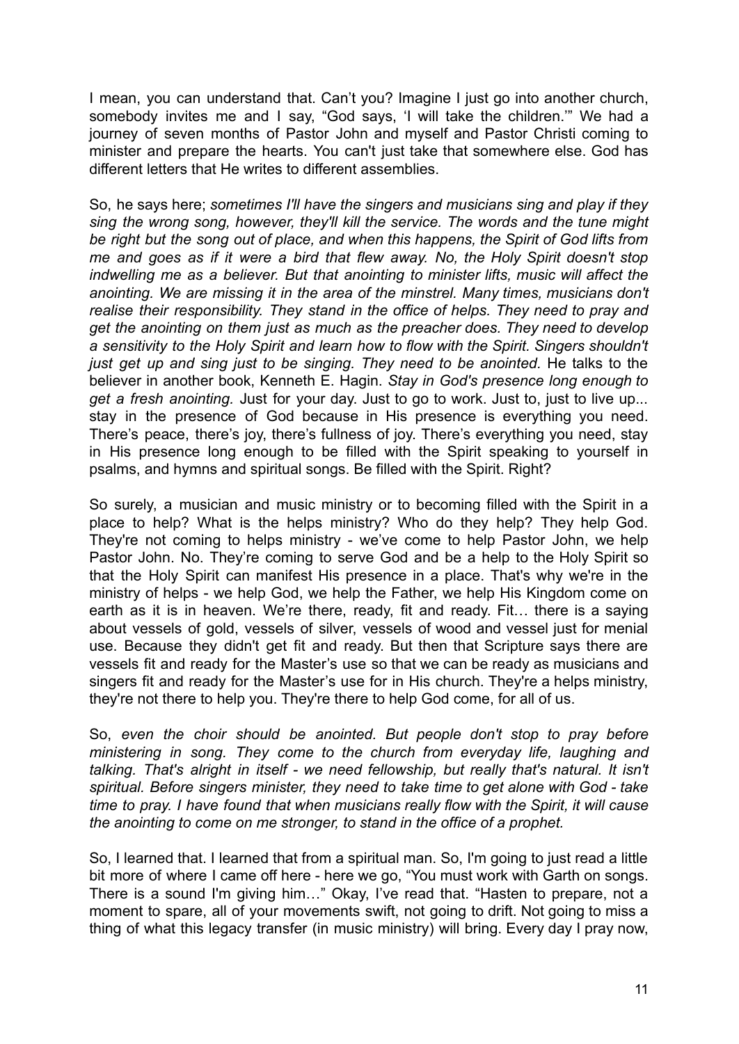I mean, you can understand that. Can't you? Imagine I just go into another church, somebody invites me and I say, "God says, 'I will take the children.'" We had a journey of seven months of Pastor John and myself and Pastor Christi coming to minister and prepare the hearts. You can't just take that somewhere else. God has different letters that He writes to different assemblies.

So, he says here; *sometimes I'll have the singers and musicians sing and play if they sing the wrong song, however, they'll kill the service. The words and the tune might be right but the song out of place, and when this happens, the Spirit of God lifts from me and goes as if it were a bird that flew away. No, the Holy Spirit doesn't stop indwelling me as a believer. But that anointing to minister lifts, music will affect the anointing. We are missing it in the area of the minstrel. Many times, musicians don't realise their responsibility. They stand in the office of helps. They need to pray and get the anointing on them just as much as the preacher does. They need to develop a sensitivity to the Holy Spirit and learn how to flow with the Spirit. Singers shouldn't just get up and sing just to be singing. They need to be anointed.* He talks to the believer in another book, Kenneth E. Hagin. *Stay in God's presence long enough to get a fresh anointing.* Just for your day. Just to go to work. Just to, just to live up... stay in the presence of God because in His presence is everything you need. There's peace, there's joy, there's fullness of joy. There's everything you need, stay in His presence long enough to be filled with the Spirit speaking to yourself in psalms, and hymns and spiritual songs. Be filled with the Spirit. Right?

So surely, a musician and music ministry or to becoming filled with the Spirit in a place to help? What is the helps ministry? Who do they help? They help God. They're not coming to helps ministry - we've come to help Pastor John, we help Pastor John. No. They're coming to serve God and be a help to the Holy Spirit so that the Holy Spirit can manifest His presence in a place. That's why we're in the ministry of helps - we help God, we help the Father, we help His Kingdom come on earth as it is in heaven. We're there, ready, fit and ready. Fit… there is a saying about vessels of gold, vessels of silver, vessels of wood and vessel just for menial use. Because they didn't get fit and ready. But then that Scripture says there are vessels fit and ready for the Master's use so that we can be ready as musicians and singers fit and ready for the Master's use for in His church. They're a helps ministry, they're not there to help you. They're there to help God come, for all of us.

So, *even the choir should be anointed. But people don't stop to pray before ministering in song. They come to the church from everyday life, laughing and talking. That's alright in itself - we need fellowship, but really that's natural. It isn't spiritual. Before singers minister, they need to take time to get alone with God - take time to pray. I have found that when musicians really flow with the Spirit, it will cause the anointing to come on me stronger, to stand in the office of a prophet.*

So, I learned that. I learned that from a spiritual man. So, I'm going to just read a little bit more of where I came off here - here we go, "You must work with Garth on songs. There is a sound I'm giving him…" Okay, I've read that. "Hasten to prepare, not a moment to spare, all of your movements swift, not going to drift. Not going to miss a thing of what this legacy transfer (in music ministry) will bring. Every day I pray now,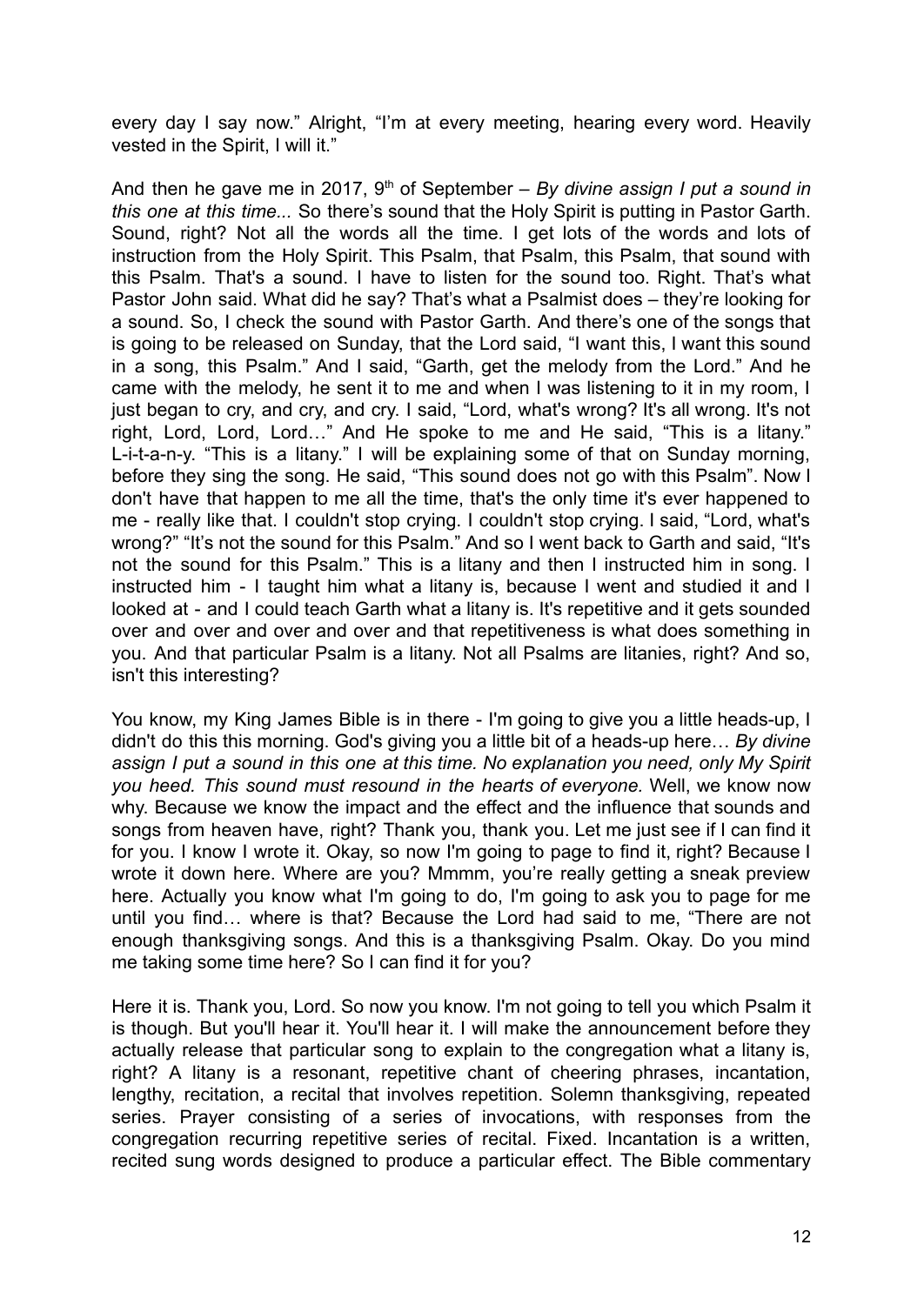every day I say now." Alright, "I'm at every meeting, hearing every word. Heavily vested in the Spirit, I will it."

And then he gave me in 2017, 9th of September – *By divine assign I put a sound in this one at this time...* So there's sound that the Holy Spirit is putting in Pastor Garth. Sound, right? Not all the words all the time. I get lots of the words and lots of instruction from the Holy Spirit. This Psalm, that Psalm, this Psalm, that sound with this Psalm. That's a sound. I have to listen for the sound too. Right. That's what Pastor John said. What did he say? That's what a Psalmist does – they're looking for a sound. So, I check the sound with Pastor Garth. And there's one of the songs that is going to be released on Sunday, that the Lord said, "I want this, I want this sound in a song, this Psalm." And I said, "Garth, get the melody from the Lord." And he came with the melody, he sent it to me and when I was listening to it in my room, I just began to cry, and cry, and cry. I said, "Lord, what's wrong? It's all wrong. It's not right, Lord, Lord, Lord…" And He spoke to me and He said, "This is a litany." L-i-t-a-n-y. "This is a litany." I will be explaining some of that on Sunday morning, before they sing the song. He said, "This sound does not go with this Psalm". Now I don't have that happen to me all the time, that's the only time it's ever happened to me - really like that. I couldn't stop crying. I couldn't stop crying. I said, "Lord, what's wrong?" "It's not the sound for this Psalm." And so I went back to Garth and said, "It's not the sound for this Psalm." This is a litany and then I instructed him in song. I instructed him - I taught him what a litany is, because I went and studied it and I looked at - and I could teach Garth what a litany is. It's repetitive and it gets sounded over and over and over and over and that repetitiveness is what does something in you. And that particular Psalm is a litany. Not all Psalms are litanies, right? And so, isn't this interesting?

You know, my King James Bible is in there - I'm going to give you a little heads-up, I didn't do this this morning. God's giving you a little bit of a heads-up here… *By divine assign I put a sound in this one at this time. No explanation you need, only My Spirit you heed. This sound must resound in the hearts of everyone.* Well, we know now why. Because we know the impact and the effect and the influence that sounds and songs from heaven have, right? Thank you, thank you. Let me just see if I can find it for you. I know I wrote it. Okay, so now I'm going to page to find it, right? Because I wrote it down here. Where are you? Mmmm, you're really getting a sneak preview here. Actually you know what I'm going to do, I'm going to ask you to page for me until you find… where is that? Because the Lord had said to me, "There are not enough thanksgiving songs. And this is a thanksgiving Psalm. Okay. Do you mind me taking some time here? So I can find it for you?

Here it is. Thank you, Lord. So now you know. I'm not going to tell you which Psalm it is though. But you'll hear it. You'll hear it. I will make the announcement before they actually release that particular song to explain to the congregation what a litany is, right? A litany is a resonant, repetitive chant of cheering phrases, incantation, lengthy, recitation, a recital that involves repetition. Solemn thanksgiving, repeated series. Prayer consisting of a series of invocations, with responses from the congregation recurring repetitive series of recital. Fixed. Incantation is a written, recited sung words designed to produce a particular effect. The Bible commentary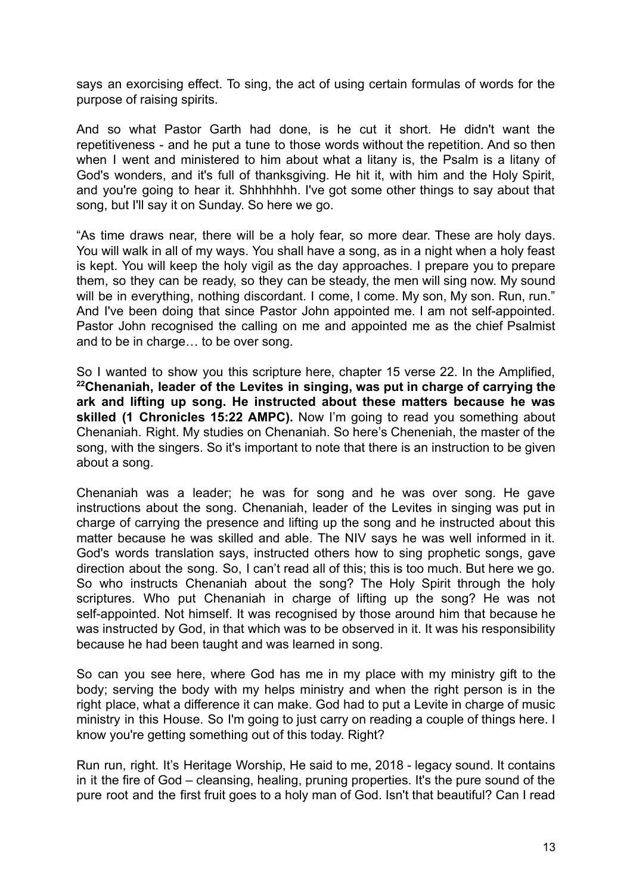says an exorcising effect. To sing, the act of using certain formulas of words for the purpose of raising spirits.

And so what Pastor Garth had done, is he cut it short. He didn't want the repetitiveness - and he put a tune to those words without the repetition. And so then when I went and ministered to him about what a litany is, the Psalm is a litany of God's wonders, and it's full of thanksgiving. He hit it, with him and the Holy Spirit, and you're going to hear it. Shhhhhhh. I've got some other things to say about that song, but I'll say it on Sunday. So here we go.

"As time draws near, there will be a holy fear, so more dear. These are holy days. You will walk in all of my ways. You shall have a song, as in a night when a holy feast is kept. You will keep the holy vigil as the day approaches. I prepare you to prepare them, so they can be ready, so they can be steady, the men will sing now. My sound will be in everything, nothing discordant. I come, I come. My son, My son. Run, run." And I've been doing that since Pastor John appointed me. I am not self-appointed. Pastor John recognised the calling on me and appointed me as the chief Psalmist and to be in charge… to be over song.

So I wanted to show you this scripture here, chapter 15 verse 22. In the Amplified, **22Chenaniah, leader of the Levites in singing, was put in charge of carrying the ark and lifting up song. He instructed about these matters because he was skilled (1 Chronicles 15:22 AMPC).** Now I'm going to read you something about Chenaniah. Right. My studies on Chenaniah. So here's Cheneniah, the master of the song, with the singers. So it's important to note that there is an instruction to be given about a song.

Chenaniah was a leader; he was for song and he was over song. He gave instructions about the song. Chenaniah, leader of the Levites in singing was put in charge of carrying the presence and lifting up the song and he instructed about this matter because he was skilled and able. The NIV says he was well informed in it. God's words translation says, instructed others how to sing prophetic songs, gave direction about the song. So, I can't read all of this; this is too much. But here we go. So who instructs Chenaniah about the song? The Holy Spirit through the holy scriptures. Who put Chenaniah in charge of lifting up the song? He was not self-appointed. Not himself. It was recognised by those around him that because he was instructed by God, in that which was to be observed in it. It was his responsibility because he had been taught and was learned in song.

So can you see here, where God has me in my place with my ministry gift to the body; serving the body with my helps ministry and when the right person is in the right place, what a difference it can make. God had to put a Levite in charge of music ministry in this House. So I'm going to just carry on reading a couple of things here. I know you're getting something out of this today. Right?

Run run, right. It's Heritage Worship, He said to me, 2018 - legacy sound. It contains in it the fire of God – cleansing, healing, pruning properties. It's the pure sound of the pure root and the first fruit goes to a holy man of God. Isn't that beautiful? Can I read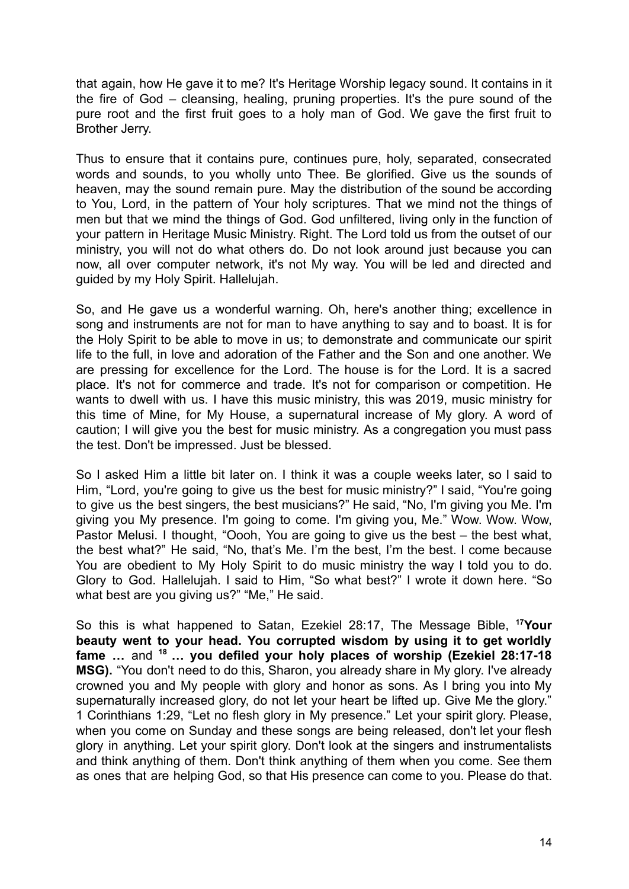that again, how He gave it to me? It's Heritage Worship legacy sound. It contains in it the fire of God – cleansing, healing, pruning properties. It's the pure sound of the pure root and the first fruit goes to a holy man of God. We gave the first fruit to Brother Jerry.

Thus to ensure that it contains pure, continues pure, holy, separated, consecrated words and sounds, to you wholly unto Thee. Be glorified. Give us the sounds of heaven, may the sound remain pure. May the distribution of the sound be according to You, Lord, in the pattern of Your holy scriptures. That we mind not the things of men but that we mind the things of God. God unfiltered, living only in the function of your pattern in Heritage Music Ministry. Right. The Lord told us from the outset of our ministry, you will not do what others do. Do not look around just because you can now, all over computer network, it's not My way. You will be led and directed and guided by my Holy Spirit. Hallelujah.

So, and He gave us a wonderful warning. Oh, here's another thing; excellence in song and instruments are not for man to have anything to say and to boast. It is for the Holy Spirit to be able to move in us; to demonstrate and communicate our spirit life to the full, in love and adoration of the Father and the Son and one another. We are pressing for excellence for the Lord. The house is for the Lord. It is a sacred place. It's not for commerce and trade. It's not for comparison or competition. He wants to dwell with us. I have this music ministry, this was 2019, music ministry for this time of Mine, for My House, a supernatural increase of My glory. A word of caution; I will give you the best for music ministry. As a congregation you must pass the test. Don't be impressed. Just be blessed.

So I asked Him a little bit later on. I think it was a couple weeks later, so I said to Him, "Lord, you're going to give us the best for music ministry?" I said, "You're going to give us the best singers, the best musicians?" He said, "No, I'm giving you Me. I'm giving you My presence. I'm going to come. I'm giving you, Me." Wow. Wow. Wow, Pastor Melusi. I thought, "Oooh, You are going to give us the best – the best what, the best what?" He said, "No, that's Me. I'm the best, I'm the best. I come because You are obedient to My Holy Spirit to do music ministry the way I told you to do. Glory to God. Hallelujah. I said to Him, "So what best?" I wrote it down here. "So what best are you giving us?" "Me," He said.

So this is what happened to Satan, Ezekiel 28:17, The Message Bible, **[17]Your beauty went to your head. You corrupted wisdom by using it to get worldly fame …** and **[18] … you defiled your holy places of worship (Ezekiel 28:17-18 MSG).** "You don't need to do this, Sharon, you already share in My glory. I've already crowned you and My people with glory and honor as sons. As I bring you into My supernaturally increased glory, do not let your heart be lifted up. Give Me the glory." 1 Corinthians 1:29, "Let no flesh glory in My presence." Let your spirit glory. Please, when you come on Sunday and these songs are being released, don't let your flesh glory in anything. Let your spirit glory. Don't look at the singers and instrumentalists and think anything of them. Don't think anything of them when you come. See them as ones that are helping God, so that His presence can come to you. Please do that.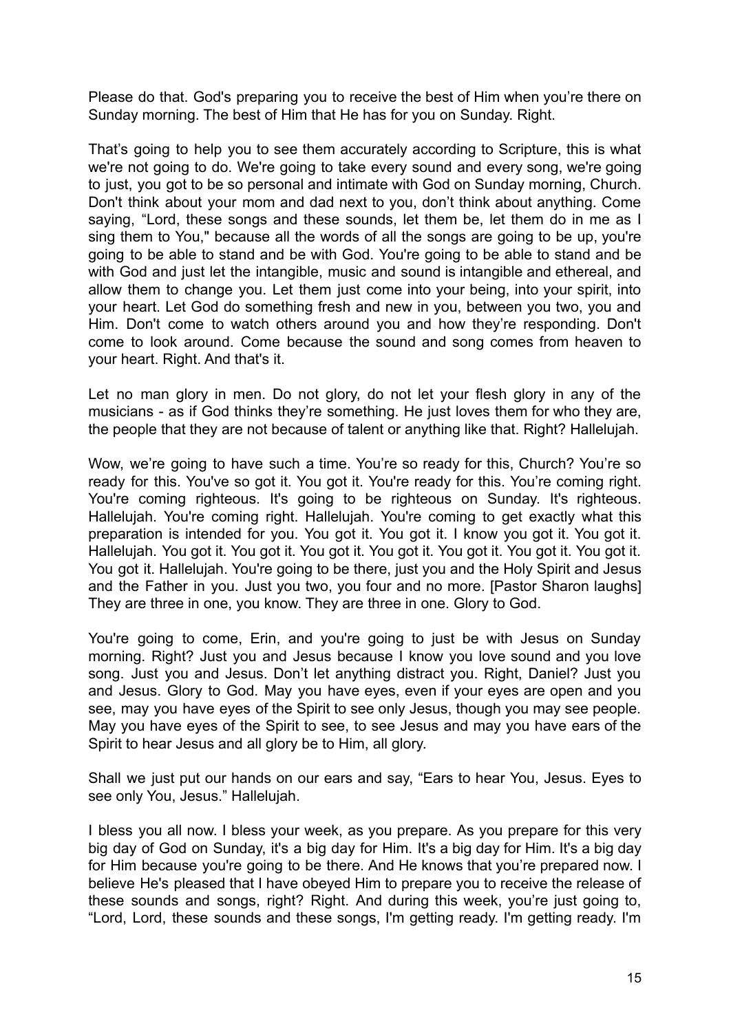Please do that. God's preparing you to receive the best of Him when you're there on Sunday morning. The best of Him that He has for you on Sunday. Right.

That's going to help you to see them accurately according to Scripture, this is what we're not going to do. We're going to take every sound and every song, we're going to just, you got to be so personal and intimate with God on Sunday morning, Church. Don't think about your mom and dad next to you, don't think about anything. Come saying, "Lord, these songs and these sounds, let them be, let them do in me as I sing them to You," because all the words of all the songs are going to be up, you're going to be able to stand and be with God. You're going to be able to stand and be with God and just let the intangible, music and sound is intangible and ethereal, and allow them to change you. Let them just come into your being, into your spirit, into your heart. Let God do something fresh and new in you, between you two, you and Him. Don't come to watch others around you and how they're responding. Don't come to look around. Come because the sound and song comes from heaven to your heart. Right. And that's it.

Let no man glory in men. Do not glory, do not let your flesh glory in any of the musicians - as if God thinks they're something. He just loves them for who they are, the people that they are not because of talent or anything like that. Right? Hallelujah.

Wow, we're going to have such a time. You're so ready for this, Church? You're so ready for this. You've so got it. You got it. You're ready for this. You're coming right. You're coming righteous. It's going to be righteous on Sunday. It's righteous. Hallelujah. You're coming right. Hallelujah. You're coming to get exactly what this preparation is intended for you. You got it. You got it. I know you got it. You got it. Hallelujah. You got it. You got it. You got it. You got it. You got it. You got it. You got it. You got it. Hallelujah. You're going to be there, just you and the Holy Spirit and Jesus and the Father in you. Just you two, you four and no more. [Pastor Sharon laughs] They are three in one, you know. They are three in one. Glory to God.

You're going to come, Erin, and you're going to just be with Jesus on Sunday morning. Right? Just you and Jesus because I know you love sound and you love song. Just you and Jesus. Don't let anything distract you. Right, Daniel? Just you and Jesus. Glory to God. May you have eyes, even if your eyes are open and you see, may you have eyes of the Spirit to see only Jesus, though you may see people. May you have eyes of the Spirit to see, to see Jesus and may you have ears of the Spirit to hear Jesus and all glory be to Him, all glory.

Shall we just put our hands on our ears and say, "Ears to hear You, Jesus. Eyes to see only You, Jesus." Hallelujah.

I bless you all now. I bless your week, as you prepare. As you prepare for this very big day of God on Sunday, it's a big day for Him. It's a big day for Him. It's a big day for Him because you're going to be there. And He knows that you're prepared now. I believe He's pleased that I have obeyed Him to prepare you to receive the release of these sounds and songs, right? Right. And during this week, you're just going to, "Lord, Lord, these sounds and these songs, I'm getting ready. I'm getting ready. I'm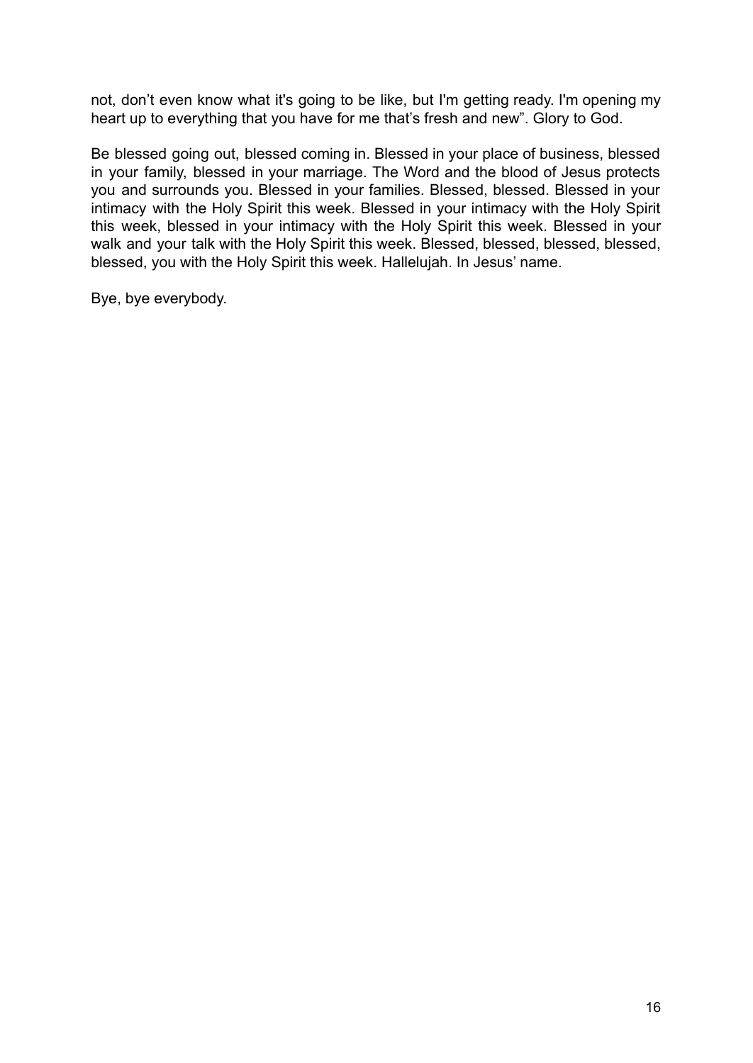not, don't even know what it's going to be like, but I'm getting ready. I'm opening my heart up to everything that you have for me that's fresh and new". Glory to God.

Be blessed going out, blessed coming in. Blessed in your place of business, blessed in your family, blessed in your marriage. The Word and the blood of Jesus protects you and surrounds you. Blessed in your families. Blessed, blessed. Blessed in your intimacy with the Holy Spirit this week. Blessed in your intimacy with the Holy Spirit this week, blessed in your intimacy with the Holy Spirit this week. Blessed in your walk and your talk with the Holy Spirit this week. Blessed, blessed, blessed, blessed, blessed, you with the Holy Spirit this week. Hallelujah. In Jesus' name.

Bye, bye everybody.